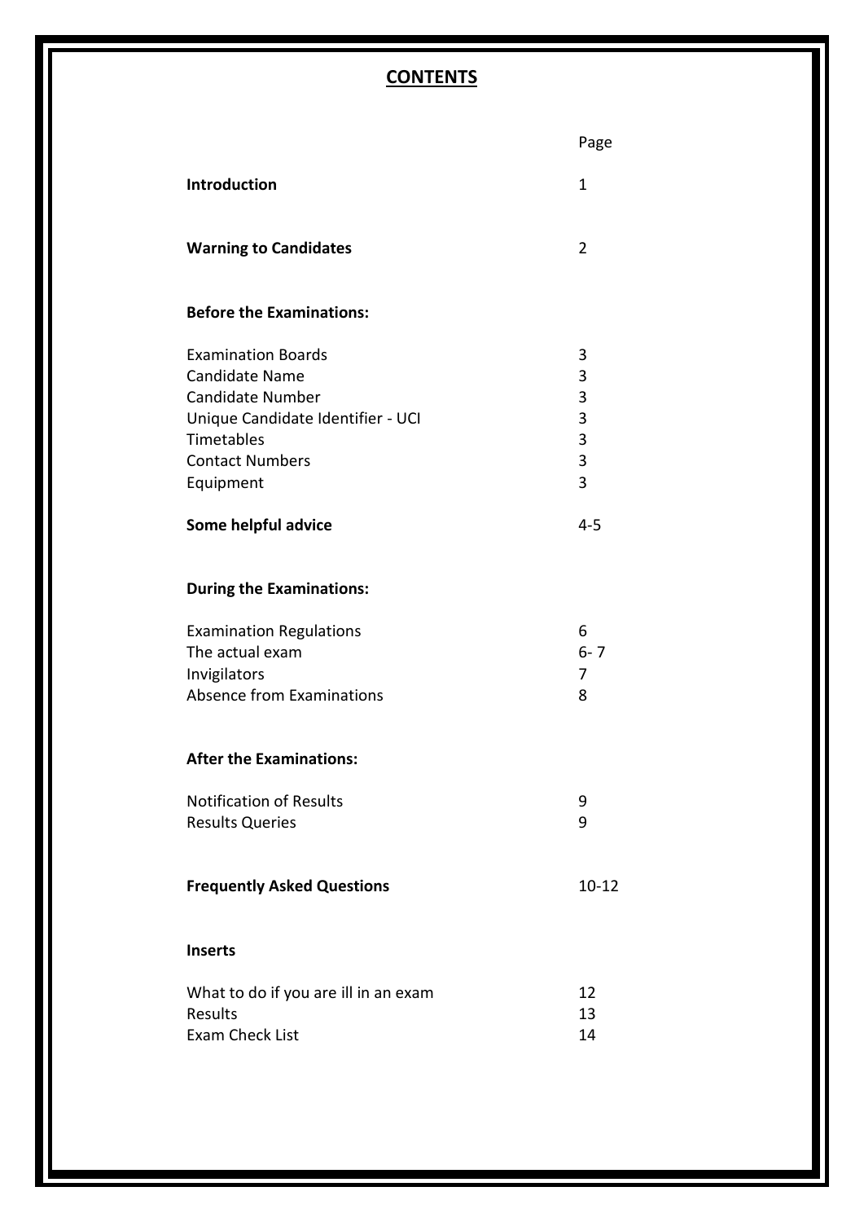# CONTENTS

| | Page |
|---|---|
| **Introduction** | 1 |
| **Warning to Candidates** | 2 |
| **Before the Examinations:** | |
| Examination Boards | 3 |
| Candidate Name | 3 |
| Candidate Number | 3 |
| Unique Candidate Identifier - UCI | 3 |
| Timetables | 3 |
| Contact Numbers | 3 |
| Equipment | 3 |
| **Some helpful advice** | 4-5 |
| **During the Examinations:** | |
| Examination Regulations | 6 |
| The actual exam | 6- 7 |
| Invigilators | 7 |
| Absence from Examinations | 8 |
| **After the Examinations:** | |
| Notification of Results | 9 |
| Results Queries | 9 |
| **Frequently Asked Questions** | 10-12 |
| **Inserts** | |
| What to do if you are ill in an exam | 12 |
| Results | 13 |
| Exam Check List | 14 |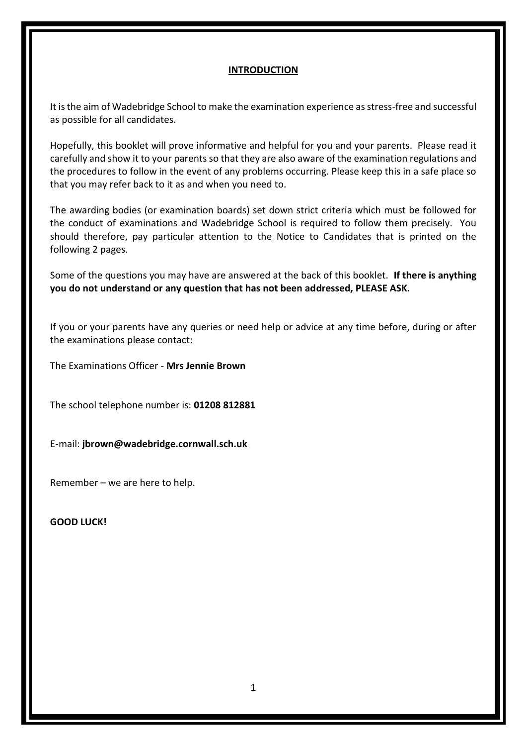## INTRODUCTION

It is the aim of Wadebridge School to make the examination experience as stress-free and successful as possible for all candidates.

Hopefully, this booklet will prove informative and helpful for you and your parents. Please read it carefully and show it to your parents so that they are also aware of the examination regulations and the procedures to follow in the event of any problems occurring. Please keep this in a safe place so that you may refer back to it as and when you need to.

The awarding bodies (or examination boards) set down strict criteria which must be followed for the conduct of examinations and Wadebridge School is required to follow them precisely. You should therefore, pay particular attention to the Notice to Candidates that is printed on the following 2 pages.

Some of the questions you may have are answered at the back of this booklet. **If there is anything you do not understand or any question that has not been addressed, PLEASE ASK.**

If you or your parents have any queries or need help or advice at any time before, during or after the examinations please contact:

The Examinations Officer - **Mrs Jennie Brown**

The school telephone number is: **01208 812881**

E-mail: **jbrown@wadebridge.cornwall.sch.uk**

Remember – we are here to help.

**GOOD LUCK!**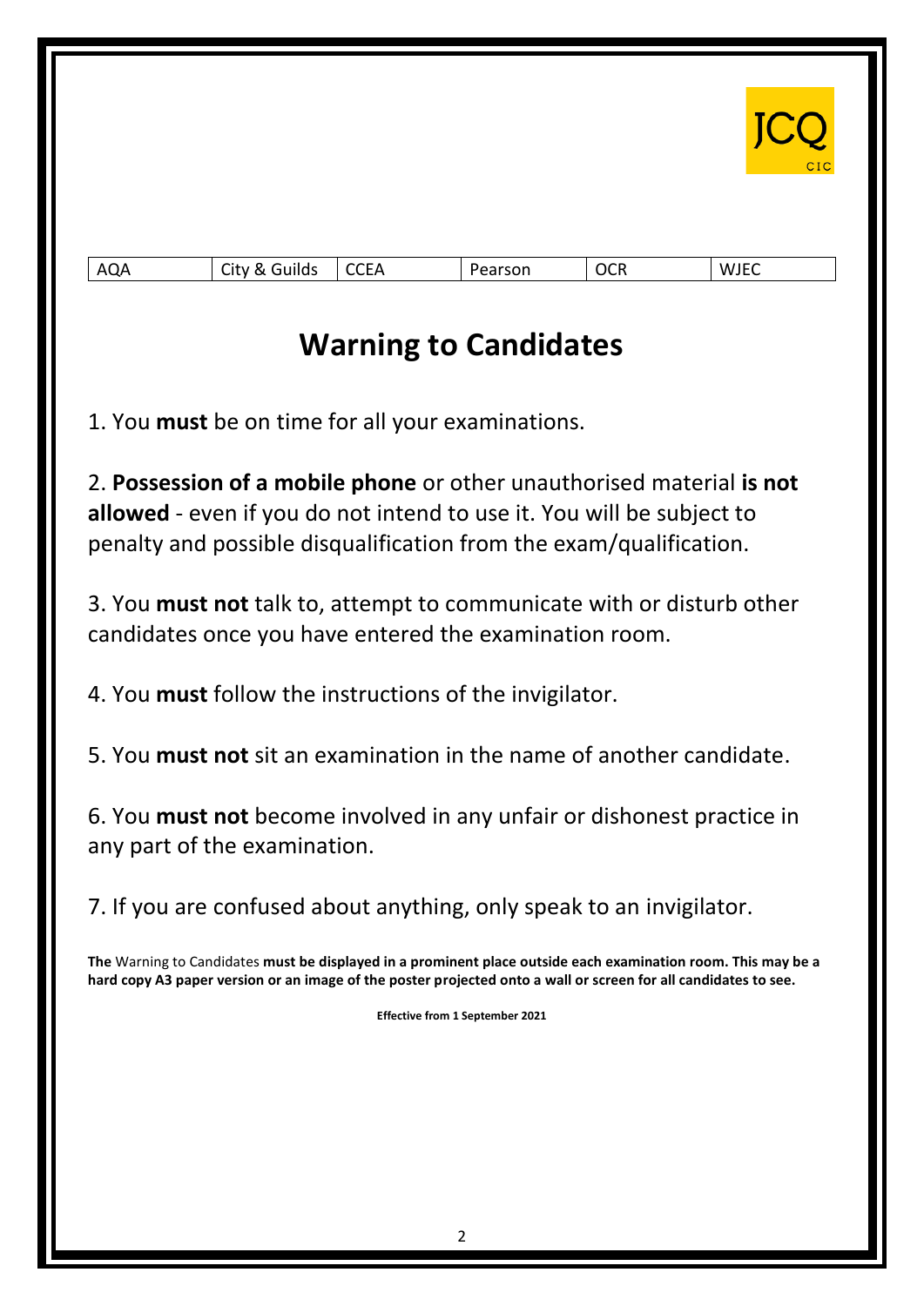JCQ CIC

| AQA | City & Guilds | CCEA | Pearson | OCR | WJEC |
|---|---|---|---|---|---|

# Warning to Candidates

1. You **must** be on time for all your examinations.

2. **Possession of a mobile phone** or other unauthorised material **is not allowed** - even if you do not intend to use it. You will be subject to penalty and possible disqualification from the exam/qualification.

3. You **must not** talk to, attempt to communicate with or disturb other candidates once you have entered the examination room.

4. You **must** follow the instructions of the invigilator.

5. You **must not** sit an examination in the name of another candidate.

6. You **must not** become involved in any unfair or dishonest practice in any part of the examination.

7. If you are confused about anything, only speak to an invigilator.

**The** Warning to Candidates **must be displayed in a prominent place outside each examination room. This may be a hard copy A3 paper version or an image of the poster projected onto a wall or screen for all candidates to see.**

**Effective from 1 September 2021**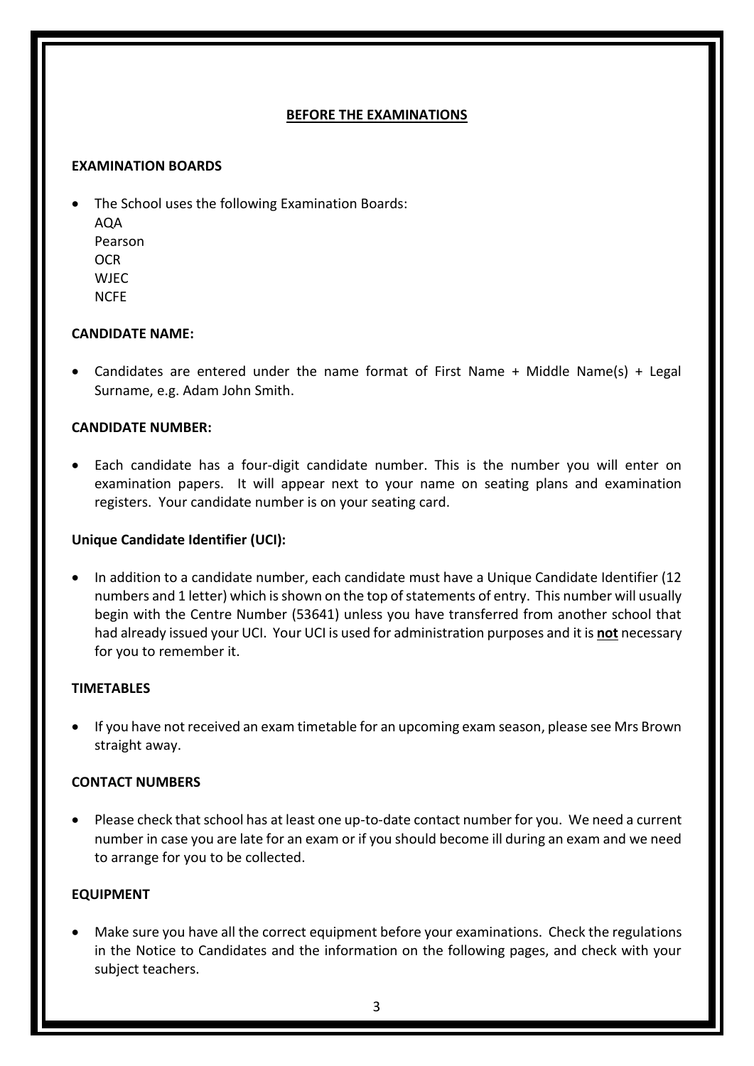## BEFORE THE EXAMINATIONS

### EXAMINATION BOARDS

- The School uses the following Examination Boards:
  AQA
  Pearson
  OCR
  WJEC
  NCFE

### CANDIDATE NAME:

- Candidates are entered under the name format of First Name + Middle Name(s) + Legal Surname, e.g. Adam John Smith.

### CANDIDATE NUMBER:

- Each candidate has a four-digit candidate number. This is the number you will enter on examination papers. It will appear next to your name on seating plans and examination registers. Your candidate number is on your seating card.

### Unique Candidate Identifier (UCI):

- In addition to a candidate number, each candidate must have a Unique Candidate Identifier (12 numbers and 1 letter) which is shown on the top of statements of entry. This number will usually begin with the Centre Number (53641) unless you have transferred from another school that had already issued your UCI. Your UCI is used for administration purposes and it is **not** necessary for you to remember it.

### TIMETABLES

- If you have not received an exam timetable for an upcoming exam season, please see Mrs Brown straight away.

### CONTACT NUMBERS

- Please check that school has at least one up-to-date contact number for you. We need a current number in case you are late for an exam or if you should become ill during an exam and we need to arrange for you to be collected.

### EQUIPMENT

- Make sure you have all the correct equipment before your examinations. Check the regulations in the Notice to Candidates and the information on the following pages, and check with your subject teachers.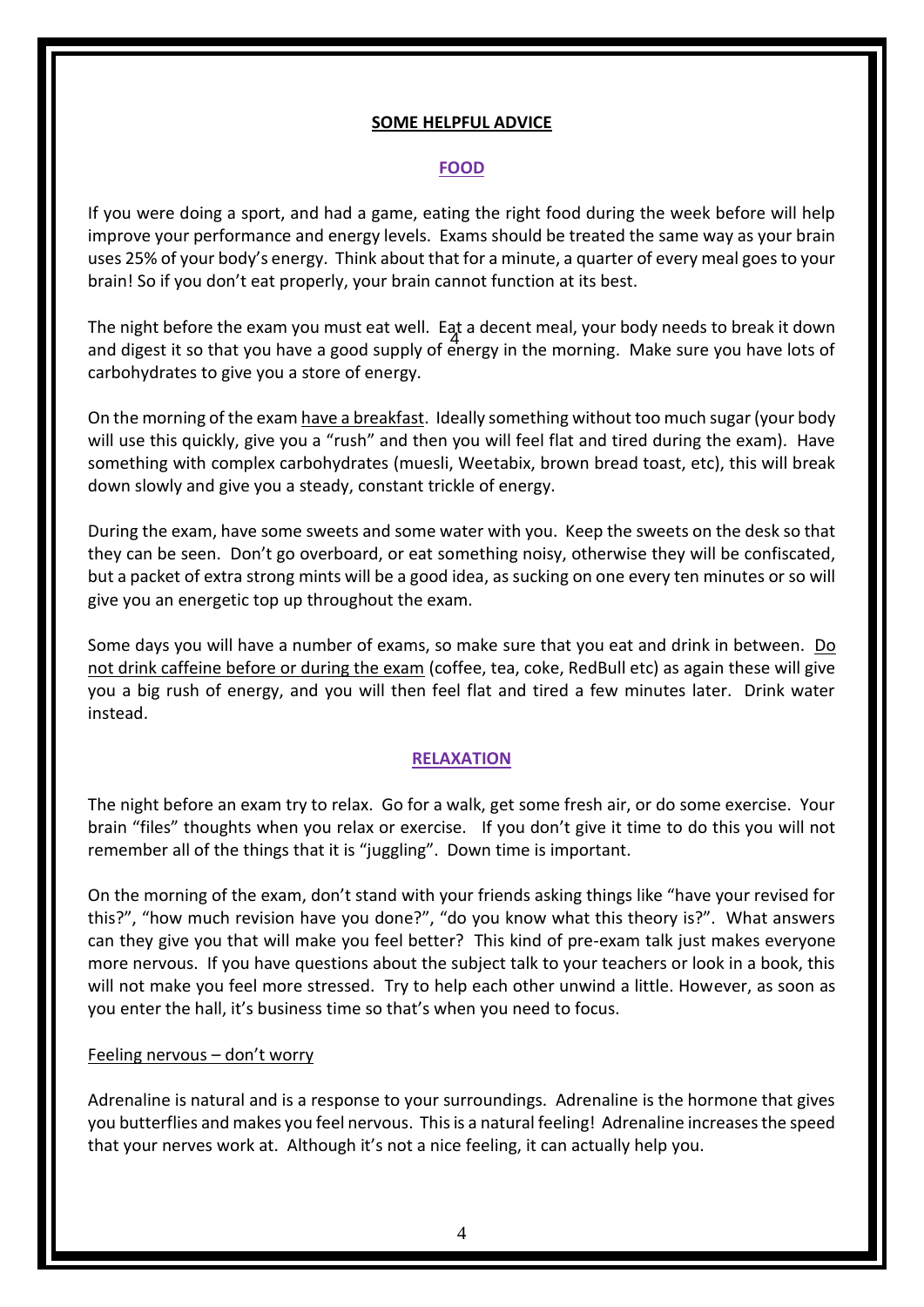## SOME HELPFUL ADVICE

### FOOD

If you were doing a sport, and had a game, eating the right food during the week before will help improve your performance and energy levels. Exams should be treated the same way as your brain uses 25% of your body's energy. Think about that for a minute, a quarter of every meal goes to your brain! So if you don't eat properly, your brain cannot function at its best.

The night before the exam you must eat well. Eat a decent meal, your body needs to break it down and digest it so that you have a good supply of energy in the morning. Make sure you have lots of carbohydrates to give you a store of energy.

On the morning of the exam have a breakfast. Ideally something without too much sugar (your body will use this quickly, give you a "rush" and then you will feel flat and tired during the exam). Have something with complex carbohydrates (muesli, Weetabix, brown bread toast, etc), this will break down slowly and give you a steady, constant trickle of energy.

During the exam, have some sweets and some water with you. Keep the sweets on the desk so that they can be seen. Don't go overboard, or eat something noisy, otherwise they will be confiscated, but a packet of extra strong mints will be a good idea, as sucking on one every ten minutes or so will give you an energetic top up throughout the exam.

Some days you will have a number of exams, so make sure that you eat and drink in between. Do not drink caffeine before or during the exam (coffee, tea, coke, RedBull etc) as again these will give you a big rush of energy, and you will then feel flat and tired a few minutes later. Drink water instead.

### RELAXATION

The night before an exam try to relax. Go for a walk, get some fresh air, or do some exercise. Your brain "files" thoughts when you relax or exercise. If you don't give it time to do this you will not remember all of the things that it is "juggling". Down time is important.

On the morning of the exam, don't stand with your friends asking things like "have your revised for this?", "how much revision have you done?", "do you know what this theory is?". What answers can they give you that will make you feel better? This kind of pre-exam talk just makes everyone more nervous. If you have questions about the subject talk to your teachers or look in a book, this will not make you feel more stressed. Try to help each other unwind a little. However, as soon as you enter the hall, it's business time so that's when you need to focus.

#### Feeling nervous – don't worry

Adrenaline is natural and is a response to your surroundings. Adrenaline is the hormone that gives you butterflies and makes you feel nervous. This is a natural feeling! Adrenaline increases the speed that your nerves work at. Although it's not a nice feeling, it can actually help you.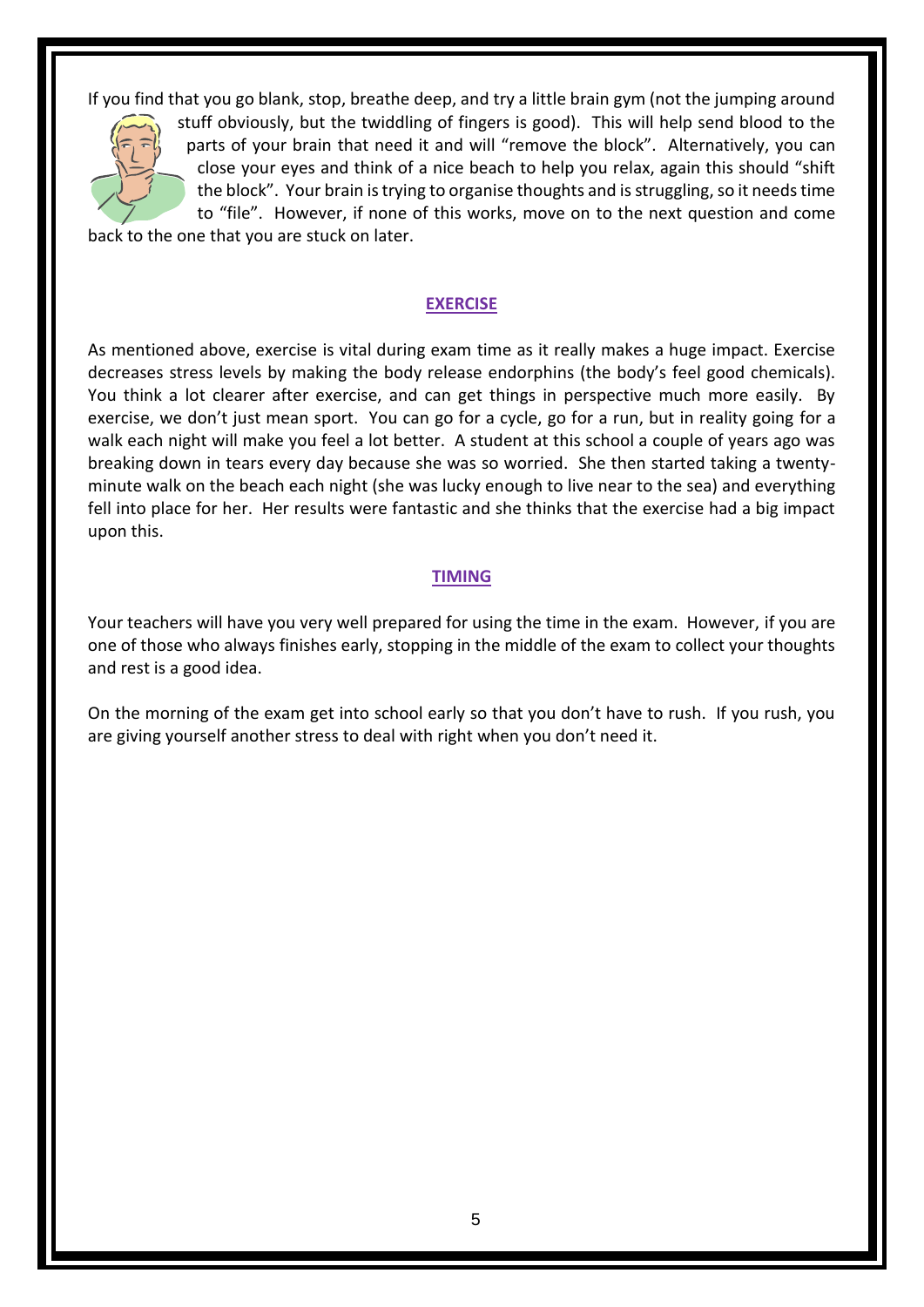If you find that you go blank, stop, breathe deep, and try a little brain gym (not the jumping around stuff obviously, but the twiddling of fingers is good). This will help send blood to the parts of your brain that need it and will "remove the block". Alternatively, you can close your eyes and think of a nice beach to help you relax, again this should "shift the block". Your brain is trying to organise thoughts and is struggling, so it needs time to "file". However, if none of this works, move on to the next question and come back to the one that you are stuck on later.

## EXERCISE

As mentioned above, exercise is vital during exam time as it really makes a huge impact. Exercise decreases stress levels by making the body release endorphins (the body's feel good chemicals). You think a lot clearer after exercise, and can get things in perspective much more easily. By exercise, we don't just mean sport. You can go for a cycle, go for a run, but in reality going for a walk each night will make you feel a lot better. A student at this school a couple of years ago was breaking down in tears every day because she was so worried. She then started taking a twenty-minute walk on the beach each night (she was lucky enough to live near to the sea) and everything fell into place for her. Her results were fantastic and she thinks that the exercise had a big impact upon this.

## TIMING

Your teachers will have you very well prepared for using the time in the exam. However, if you are one of those who always finishes early, stopping in the middle of the exam to collect your thoughts and rest is a good idea.

On the morning of the exam get into school early so that you don't have to rush. If you rush, you are giving yourself another stress to deal with right when you don't need it.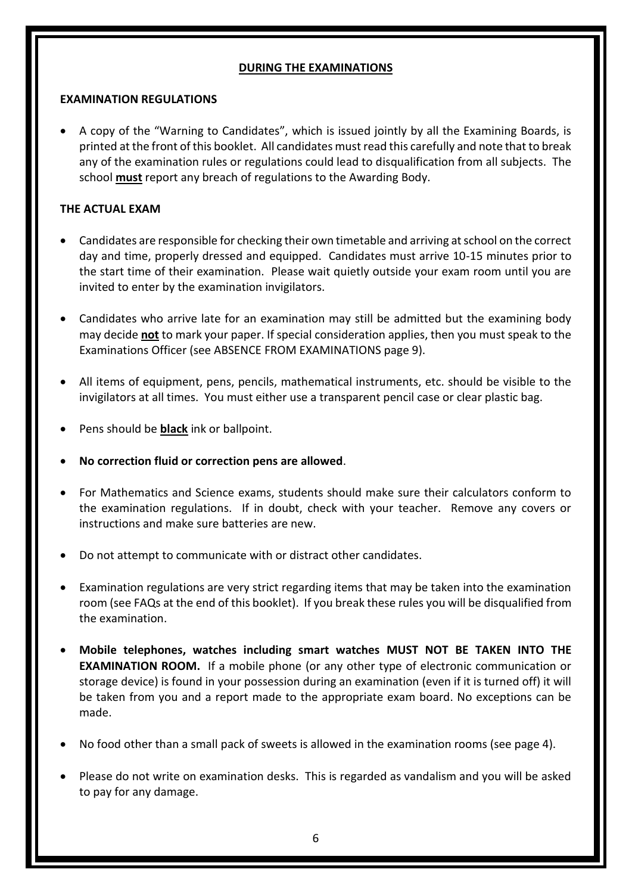## DURING THE EXAMINATIONS

### EXAMINATION REGULATIONS

- A copy of the "Warning to Candidates", which is issued jointly by all the Examining Boards, is printed at the front of this booklet. All candidates must read this carefully and note that to break any of the examination rules or regulations could lead to disqualification from all subjects. The school **must** report any breach of regulations to the Awarding Body.

### THE ACTUAL EXAM

- Candidates are responsible for checking their own timetable and arriving at school on the correct day and time, properly dressed and equipped. Candidates must arrive 10-15 minutes prior to the start time of their examination. Please wait quietly outside your exam room until you are invited to enter by the examination invigilators.

- Candidates who arrive late for an examination may still be admitted but the examining body may decide **not** to mark your paper. If special consideration applies, then you must speak to the Examinations Officer (see ABSENCE FROM EXAMINATIONS page 9).

- All items of equipment, pens, pencils, mathematical instruments, etc. should be visible to the invigilators at all times. You must either use a transparent pencil case or clear plastic bag.

- Pens should be **black** ink or ballpoint.

- **No correction fluid or correction pens are allowed**.

- For Mathematics and Science exams, students should make sure their calculators conform to the examination regulations. If in doubt, check with your teacher. Remove any covers or instructions and make sure batteries are new.

- Do not attempt to communicate with or distract other candidates.

- Examination regulations are very strict regarding items that may be taken into the examination room (see FAQs at the end of this booklet). If you break these rules you will be disqualified from the examination.

- **Mobile telephones, watches including smart watches MUST NOT BE TAKEN INTO THE EXAMINATION ROOM.** If a mobile phone (or any other type of electronic communication or storage device) is found in your possession during an examination (even if it is turned off) it will be taken from you and a report made to the appropriate exam board. No exceptions can be made.

- No food other than a small pack of sweets is allowed in the examination rooms (see page 4).

- Please do not write on examination desks. This is regarded as vandalism and you will be asked to pay for any damage.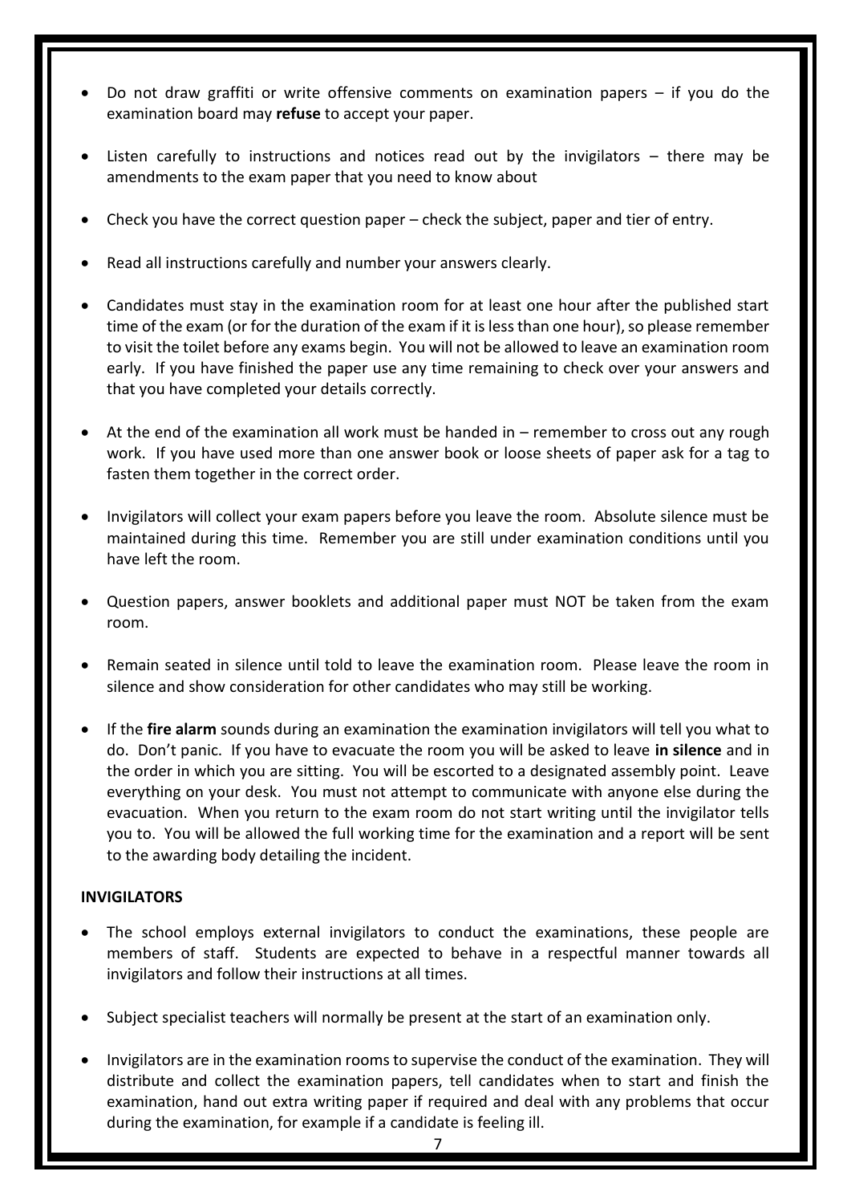- Do not draw graffiti or write offensive comments on examination papers – if you do the examination board may **refuse** to accept your paper.

- Listen carefully to instructions and notices read out by the invigilators – there may be amendments to the exam paper that you need to know about

- Check you have the correct question paper – check the subject, paper and tier of entry.

- Read all instructions carefully and number your answers clearly.

- Candidates must stay in the examination room for at least one hour after the published start time of the exam (or for the duration of the exam if it is less than one hour), so please remember to visit the toilet before any exams begin. You will not be allowed to leave an examination room early. If you have finished the paper use any time remaining to check over your answers and that you have completed your details correctly.

- At the end of the examination all work must be handed in – remember to cross out any rough work. If you have used more than one answer book or loose sheets of paper ask for a tag to fasten them together in the correct order.

- Invigilators will collect your exam papers before you leave the room. Absolute silence must be maintained during this time. Remember you are still under examination conditions until you have left the room.

- Question papers, answer booklets and additional paper must NOT be taken from the exam room.

- Remain seated in silence until told to leave the examination room. Please leave the room in silence and show consideration for other candidates who may still be working.

- If the **fire alarm** sounds during an examination the examination invigilators will tell you what to do. Don't panic. If you have to evacuate the room you will be asked to leave **in silence** and in the order in which you are sitting. You will be escorted to a designated assembly point. Leave everything on your desk. You must not attempt to communicate with anyone else during the evacuation. When you return to the exam room do not start writing until the invigilator tells you to. You will be allowed the full working time for the examination and a report will be sent to the awarding body detailing the incident.

**INVIGILATORS**

- The school employs external invigilators to conduct the examinations, these people are members of staff. Students are expected to behave in a respectful manner towards all invigilators and follow their instructions at all times.

- Subject specialist teachers will normally be present at the start of an examination only.

- Invigilators are in the examination rooms to supervise the conduct of the examination. They will distribute and collect the examination papers, tell candidates when to start and finish the examination, hand out extra writing paper if required and deal with any problems that occur during the examination, for example if a candidate is feeling ill.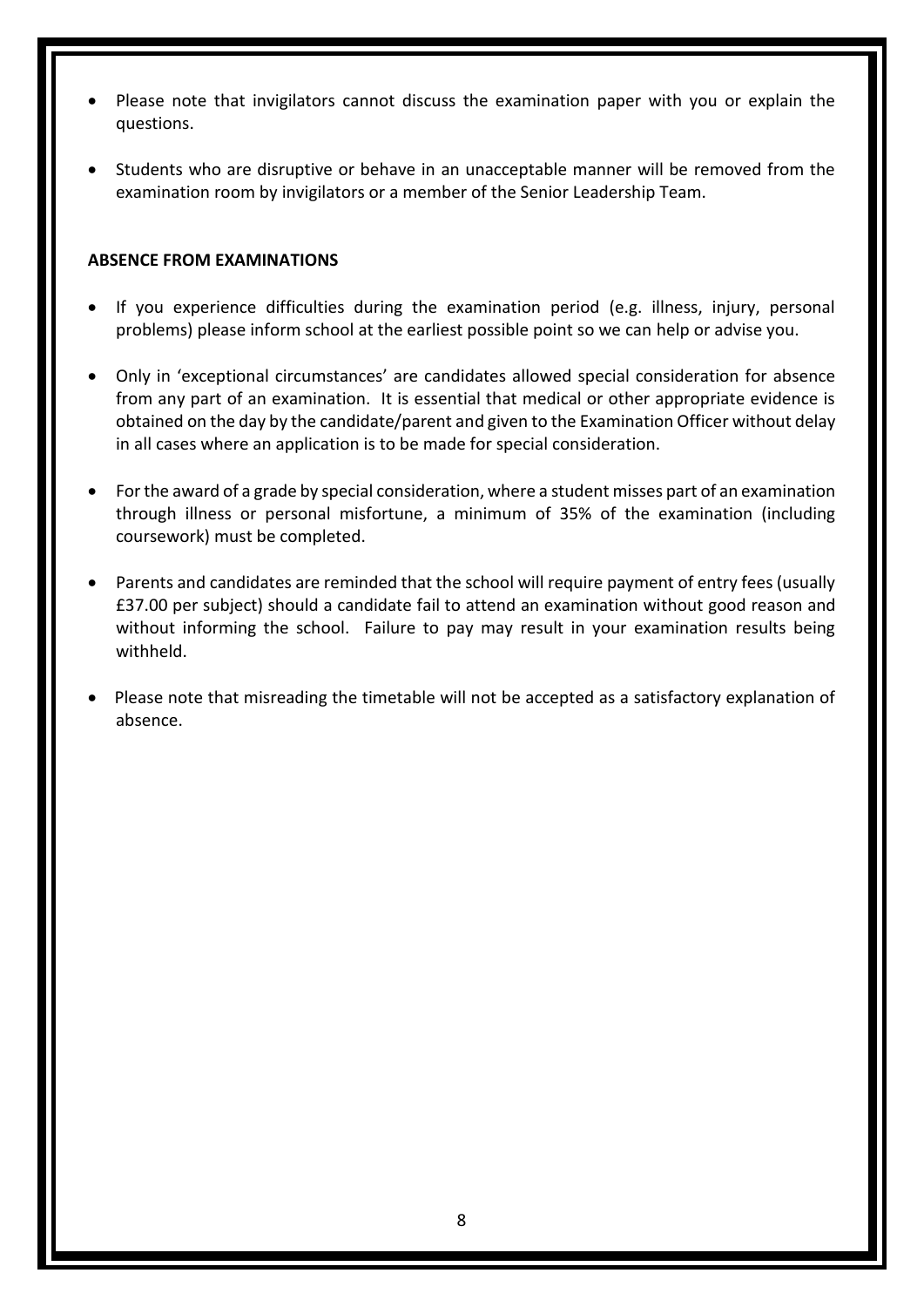- Please note that invigilators cannot discuss the examination paper with you or explain the questions.
- Students who are disruptive or behave in an unacceptable manner will be removed from the examination room by invigilators or a member of the Senior Leadership Team.

**ABSENCE FROM EXAMINATIONS**

- If you experience difficulties during the examination period (e.g. illness, injury, personal problems) please inform school at the earliest possible point so we can help or advise you.
- Only in 'exceptional circumstances' are candidates allowed special consideration for absence from any part of an examination. It is essential that medical or other appropriate evidence is obtained on the day by the candidate/parent and given to the Examination Officer without delay in all cases where an application is to be made for special consideration.
- For the award of a grade by special consideration, where a student misses part of an examination through illness or personal misfortune, a minimum of 35% of the examination (including coursework) must be completed.
- Parents and candidates are reminded that the school will require payment of entry fees (usually £37.00 per subject) should a candidate fail to attend an examination without good reason and without informing the school. Failure to pay may result in your examination results being withheld.
- Please note that misreading the timetable will not be accepted as a satisfactory explanation of absence.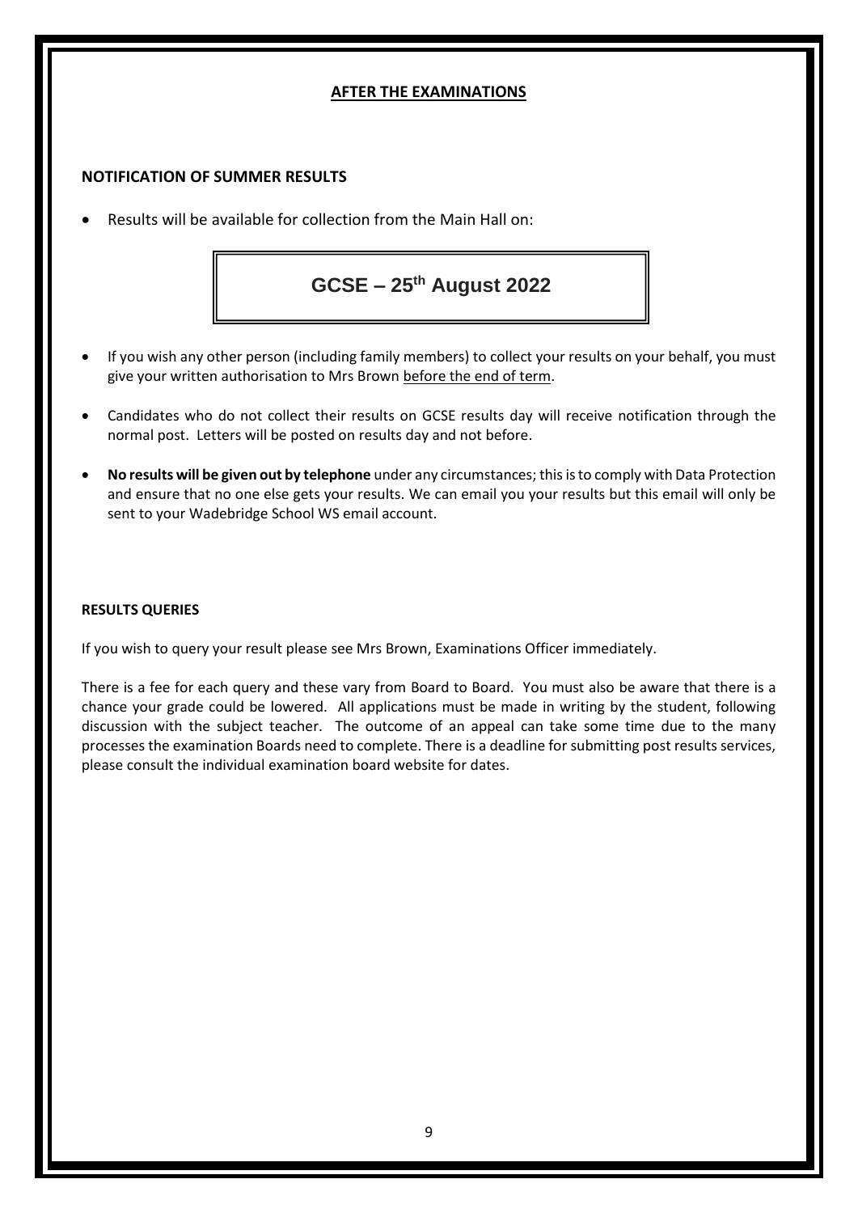## AFTER THE EXAMINATIONS

### NOTIFICATION OF SUMMER RESULTS

- Results will be available for collection from the Main Hall on:

**GCSE – 25th August 2022**

- If you wish any other person (including family members) to collect your results on your behalf, you must give your written authorisation to Mrs Brown before the end of term.
- Candidates who do not collect their results on GCSE results day will receive notification through the normal post. Letters will be posted on results day and not before.
- **No results will be given out by telephone** under any circumstances; this is to comply with Data Protection and ensure that no one else gets your results. We can email you your results but this email will only be sent to your Wadebridge School WS email account.

### RESULTS QUERIES

If you wish to query your result please see Mrs Brown, Examinations Officer immediately.

There is a fee for each query and these vary from Board to Board. You must also be aware that there is a chance your grade could be lowered. All applications must be made in writing by the student, following discussion with the subject teacher. The outcome of an appeal can take some time due to the many processes the examination Boards need to complete. There is a deadline for submitting post results services, please consult the individual examination board website for dates.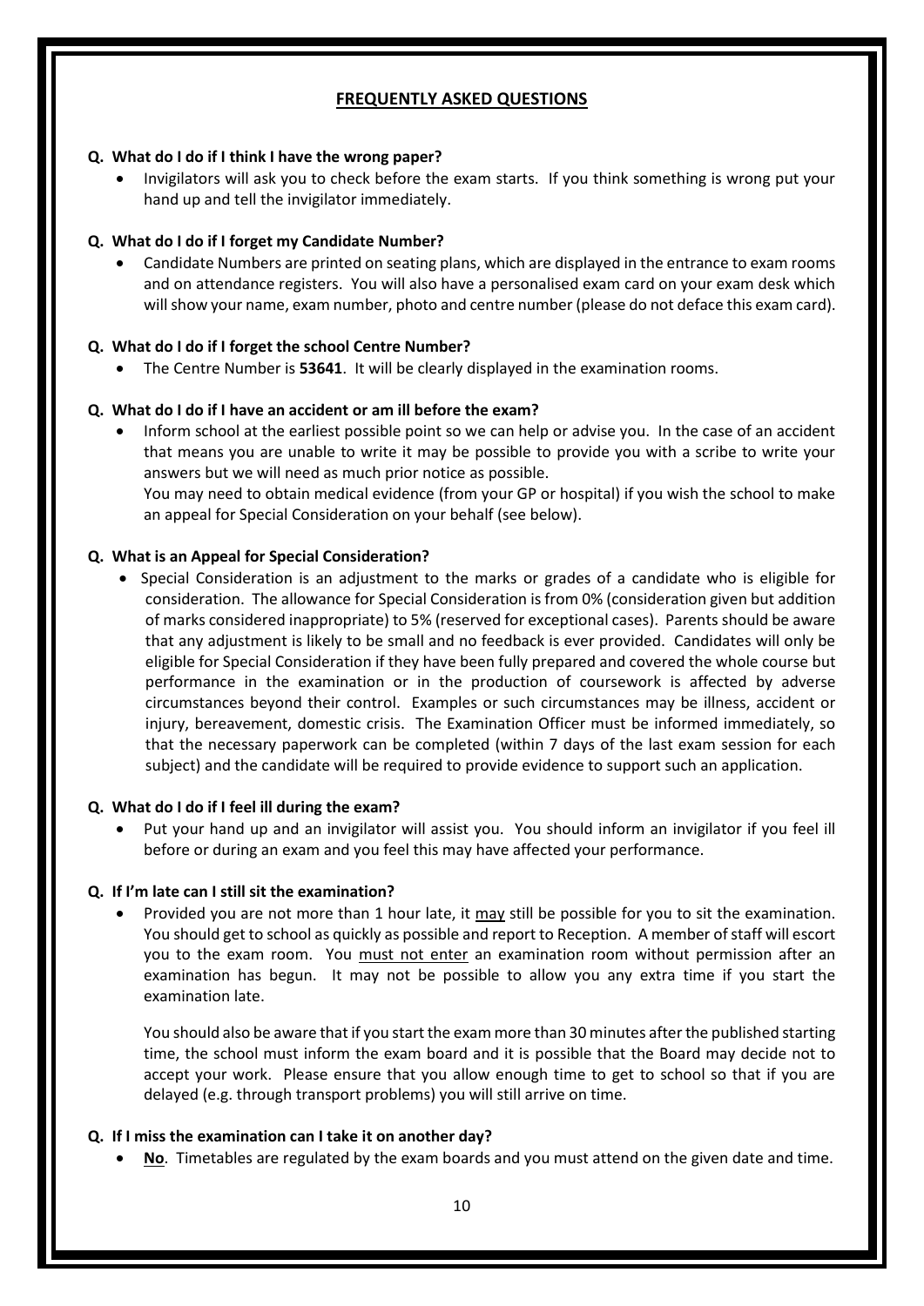## FREQUENTLY ASKED QUESTIONS

**Q. What do I do if I think I have the wrong paper?**

- Invigilators will ask you to check before the exam starts. If you think something is wrong put your hand up and tell the invigilator immediately.

**Q. What do I do if I forget my Candidate Number?**

- Candidate Numbers are printed on seating plans, which are displayed in the entrance to exam rooms and on attendance registers. You will also have a personalised exam card on your exam desk which will show your name, exam number, photo and centre number (please do not deface this exam card).

**Q. What do I do if I forget the school Centre Number?**

- The Centre Number is **53641**. It will be clearly displayed in the examination rooms.

**Q. What do I do if I have an accident or am ill before the exam?**

- Inform school at the earliest possible point so we can help or advise you. In the case of an accident that means you are unable to write it may be possible to provide you with a scribe to write your answers but we will need as much prior notice as possible.
  You may need to obtain medical evidence (from your GP or hospital) if you wish the school to make an appeal for Special Consideration on your behalf (see below).

**Q. What is an Appeal for Special Consideration?**

- Special Consideration is an adjustment to the marks or grades of a candidate who is eligible for consideration. The allowance for Special Consideration is from 0% (consideration given but addition of marks considered inappropriate) to 5% (reserved for exceptional cases). Parents should be aware that any adjustment is likely to be small and no feedback is ever provided. Candidates will only be eligible for Special Consideration if they have been fully prepared and covered the whole course but performance in the examination or in the production of coursework is affected by adverse circumstances beyond their control. Examples or such circumstances may be illness, accident or injury, bereavement, domestic crisis. The Examination Officer must be informed immediately, so that the necessary paperwork can be completed (within 7 days of the last exam session for each subject) and the candidate will be required to provide evidence to support such an application.

**Q. What do I do if I feel ill during the exam?**

- Put your hand up and an invigilator will assist you. You should inform an invigilator if you feel ill before or during an exam and you feel this may have affected your performance.

**Q. If I'm late can I still sit the examination?**

- Provided you are not more than 1 hour late, it may still be possible for you to sit the examination. You should get to school as quickly as possible and report to Reception. A member of staff will escort you to the exam room. You must not enter an examination room without permission after an examination has begun. It may not be possible to allow you any extra time if you start the examination late.

  You should also be aware that if you start the exam more than 30 minutes after the published starting time, the school must inform the exam board and it is possible that the Board may decide not to accept your work. Please ensure that you allow enough time to get to school so that if you are delayed (e.g. through transport problems) you will still arrive on time.

**Q. If I miss the examination can I take it on another day?**

- **No**. Timetables are regulated by the exam boards and you must attend on the given date and time.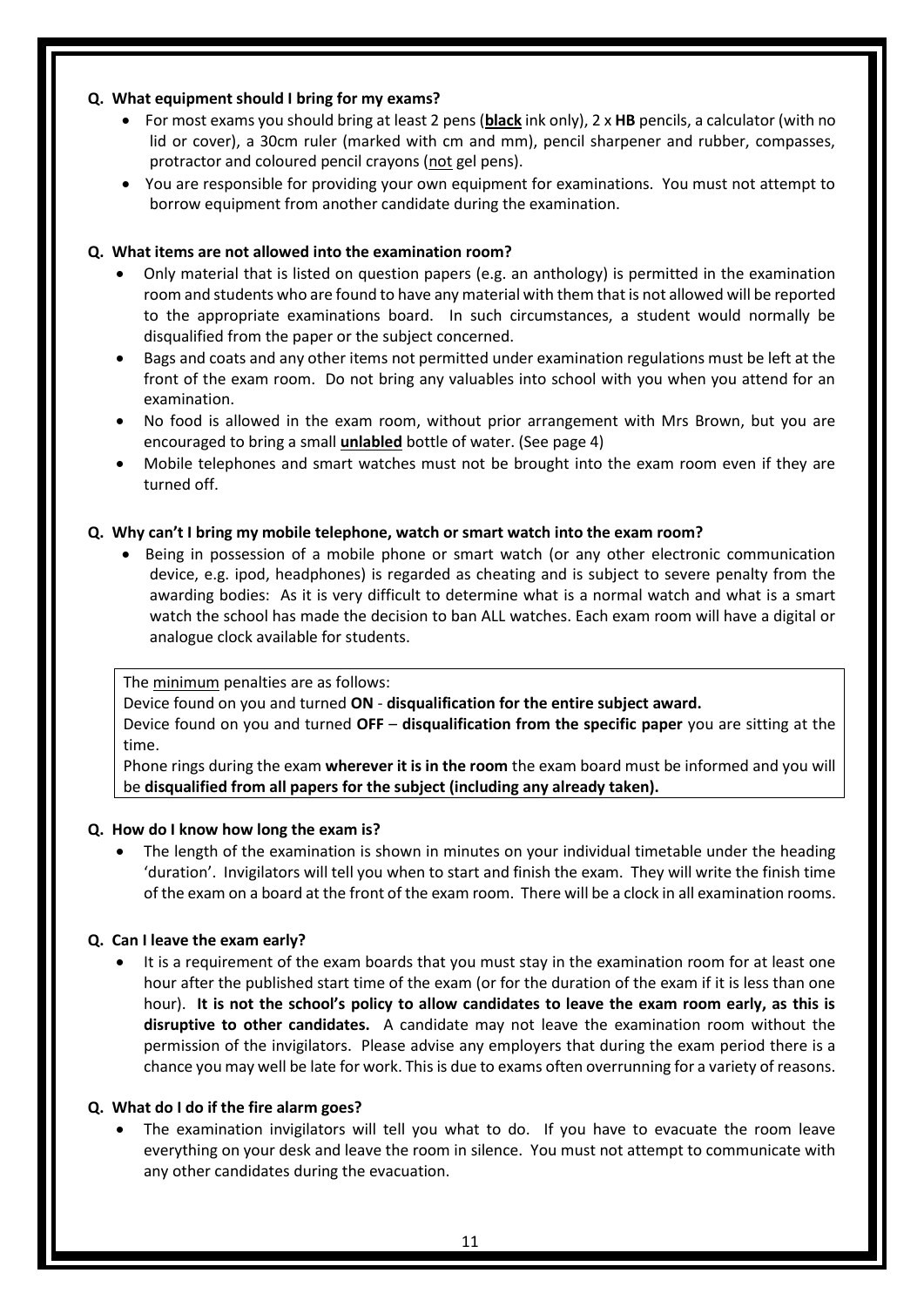**Q. What equipment should I bring for my exams?**

- For most exams you should bring at least 2 pens (**black** ink only), 2 x **HB** pencils, a calculator (with no lid or cover), a 30cm ruler (marked with cm and mm), pencil sharpener and rubber, compasses, protractor and coloured pencil crayons (not gel pens).
- You are responsible for providing your own equipment for examinations. You must not attempt to borrow equipment from another candidate during the examination.

**Q. What items are not allowed into the examination room?**

- Only material that is listed on question papers (e.g. an anthology) is permitted in the examination room and students who are found to have any material with them that is not allowed will be reported to the appropriate examinations board. In such circumstances, a student would normally be disqualified from the paper or the subject concerned.
- Bags and coats and any other items not permitted under examination regulations must be left at the front of the exam room. Do not bring any valuables into school with you when you attend for an examination.
- No food is allowed in the exam room, without prior arrangement with Mrs Brown, but you are encouraged to bring a small **unlabled** bottle of water. (See page 4)
- Mobile telephones and smart watches must not be brought into the exam room even if they are turned off.

**Q. Why can't I bring my mobile telephone, watch or smart watch into the exam room?**

- Being in possession of a mobile phone or smart watch (or any other electronic communication device, e.g. ipod, headphones) is regarded as cheating and is subject to severe penalty from the awarding bodies: As it is very difficult to determine what is a normal watch and what is a smart watch the school has made the decision to ban ALL watches. Each exam room will have a digital or analogue clock available for students.

The minimum penalties are as follows:
Device found on you and turned **ON** - **disqualification for the entire subject award.**
Device found on you and turned **OFF** – **disqualification from the specific paper** you are sitting at the time.
Phone rings during the exam **wherever it is in the room** the exam board must be informed and you will be **disqualified from all papers for the subject (including any already taken).**

**Q. How do I know how long the exam is?**

- The length of the examination is shown in minutes on your individual timetable under the heading 'duration'. Invigilators will tell you when to start and finish the exam. They will write the finish time of the exam on a board at the front of the exam room. There will be a clock in all examination rooms.

**Q. Can I leave the exam early?**

- It is a requirement of the exam boards that you must stay in the examination room for at least one hour after the published start time of the exam (or for the duration of the exam if it is less than one hour). **It is not the school's policy to allow candidates to leave the exam room early, as this is disruptive to other candidates.** A candidate may not leave the examination room without the permission of the invigilators. Please advise any employers that during the exam period there is a chance you may well be late for work. This is due to exams often overrunning for a variety of reasons.

**Q. What do I do if the fire alarm goes?**

- The examination invigilators will tell you what to do. If you have to evacuate the room leave everything on your desk and leave the room in silence. You must not attempt to communicate with any other candidates during the evacuation.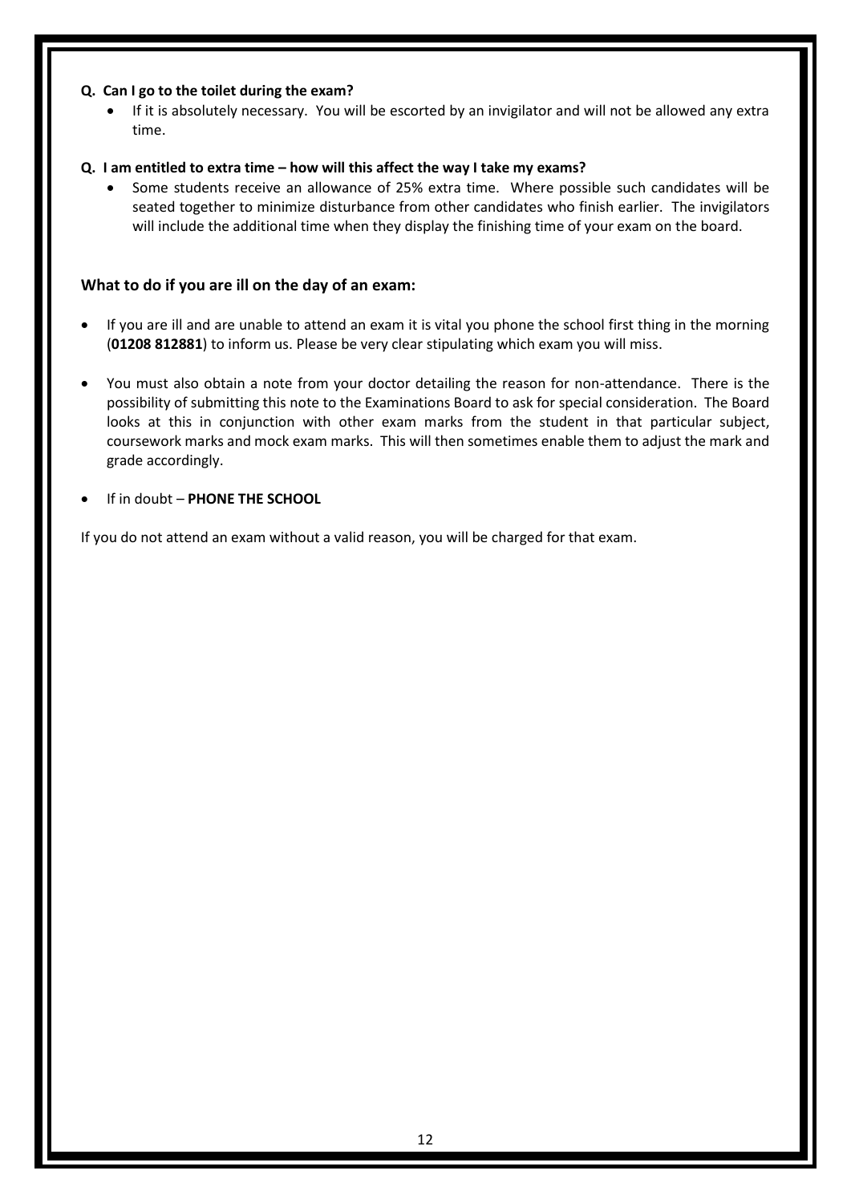**Q. Can I go to the toilet during the exam?**

- If it is absolutely necessary. You will be escorted by an invigilator and will not be allowed any extra time.

**Q. I am entitled to extra time – how will this affect the way I take my exams?**

- Some students receive an allowance of 25% extra time. Where possible such candidates will be seated together to minimize disturbance from other candidates who finish earlier. The invigilators will include the additional time when they display the finishing time of your exam on the board.

## What to do if you are ill on the day of an exam:

- If you are ill and are unable to attend an exam it is vital you phone the school first thing in the morning (**01208 812881**) to inform us. Please be very clear stipulating which exam you will miss.
- You must also obtain a note from your doctor detailing the reason for non-attendance. There is the possibility of submitting this note to the Examinations Board to ask for special consideration. The Board looks at this in conjunction with other exam marks from the student in that particular subject, coursework marks and mock exam marks. This will then sometimes enable them to adjust the mark and grade accordingly.
- If in doubt – **PHONE THE SCHOOL**

If you do not attend an exam without a valid reason, you will be charged for that exam.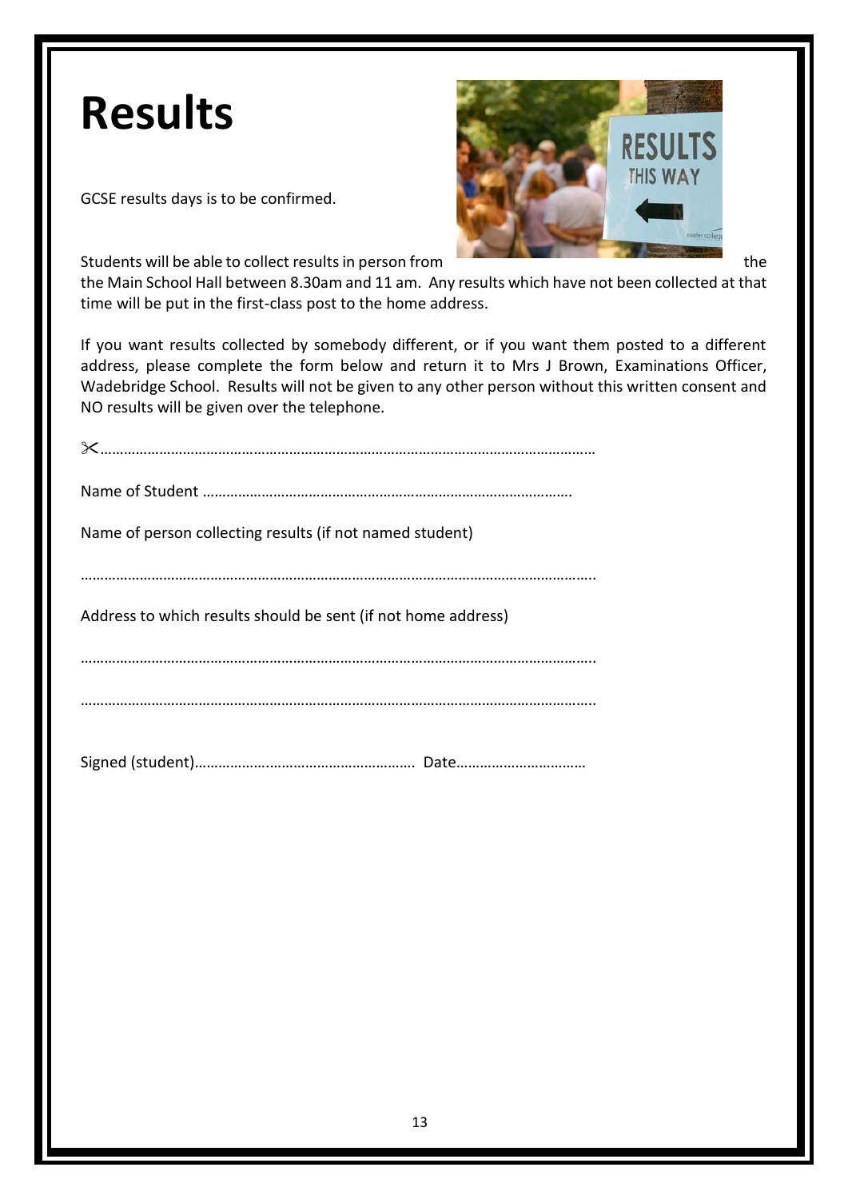# Results

GCSE results days is to be confirmed.

Students will be able to collect results in person from the the Main School Hall between 8.30am and 11 am. Any results which have not been collected at that time will be put in the first-class post to the home address.

If you want results collected by somebody different, or if you want them posted to a different address, please complete the form below and return it to Mrs J Brown, Examinations Officer, Wadebridge School. Results will not be given to any other person without this written consent and NO results will be given over the telephone.

✂……………………………………………………………………………………………………………

Name of Student ……………………………………………………………………………….

Name of person collecting results (if not named student)

……………………………………………………………………………………………………………..

Address to which results should be sent (if not home address)

……………………………………………………………………………………………………………..

……………………………………………………………………………………………………………..

Signed (student)………………….………………………………. Date……………………………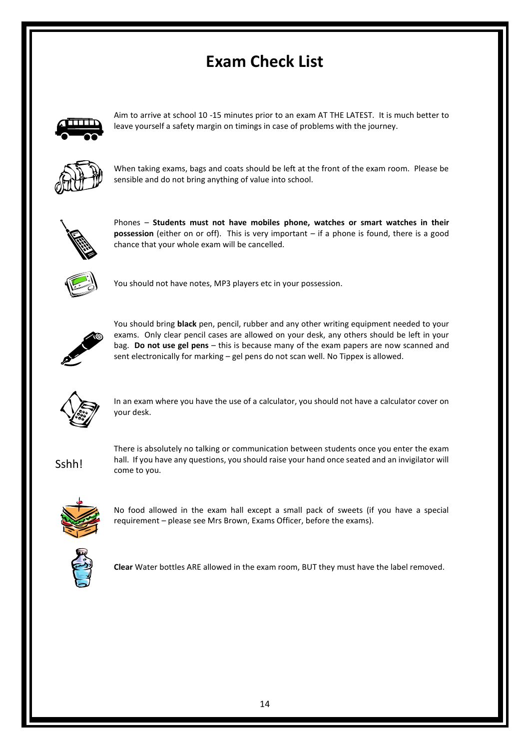# Exam Check List

Aim to arrive at school 10 -15 minutes prior to an exam AT THE LATEST. It is much better to leave yourself a safety margin on timings in case of problems with the journey.

When taking exams, bags and coats should be left at the front of the exam room. Please be sensible and do not bring anything of value into school.

Phones – **Students must not have mobiles phone, watches or smart watches in their possession** (either on or off). This is very important – if a phone is found, there is a good chance that your whole exam will be cancelled.

You should not have notes, MP3 players etc in your possession.

You should bring **black** pen, pencil, rubber and any other writing equipment needed to your exams. Only clear pencil cases are allowed on your desk, any others should be left in your bag. **Do not use gel pens** – this is because many of the exam papers are now scanned and sent electronically for marking – gel pens do not scan well. No Tippex is allowed.

In an exam where you have the use of a calculator, you should not have a calculator cover on your desk.

Sshh!

There is absolutely no talking or communication between students once you enter the exam hall. If you have any questions, you should raise your hand once seated and an invigilator will come to you.

No food allowed in the exam hall except a small pack of sweets (if you have a special requirement – please see Mrs Brown, Exams Officer, before the exams).

**Clear** Water bottles ARE allowed in the exam room, BUT they must have the label removed.